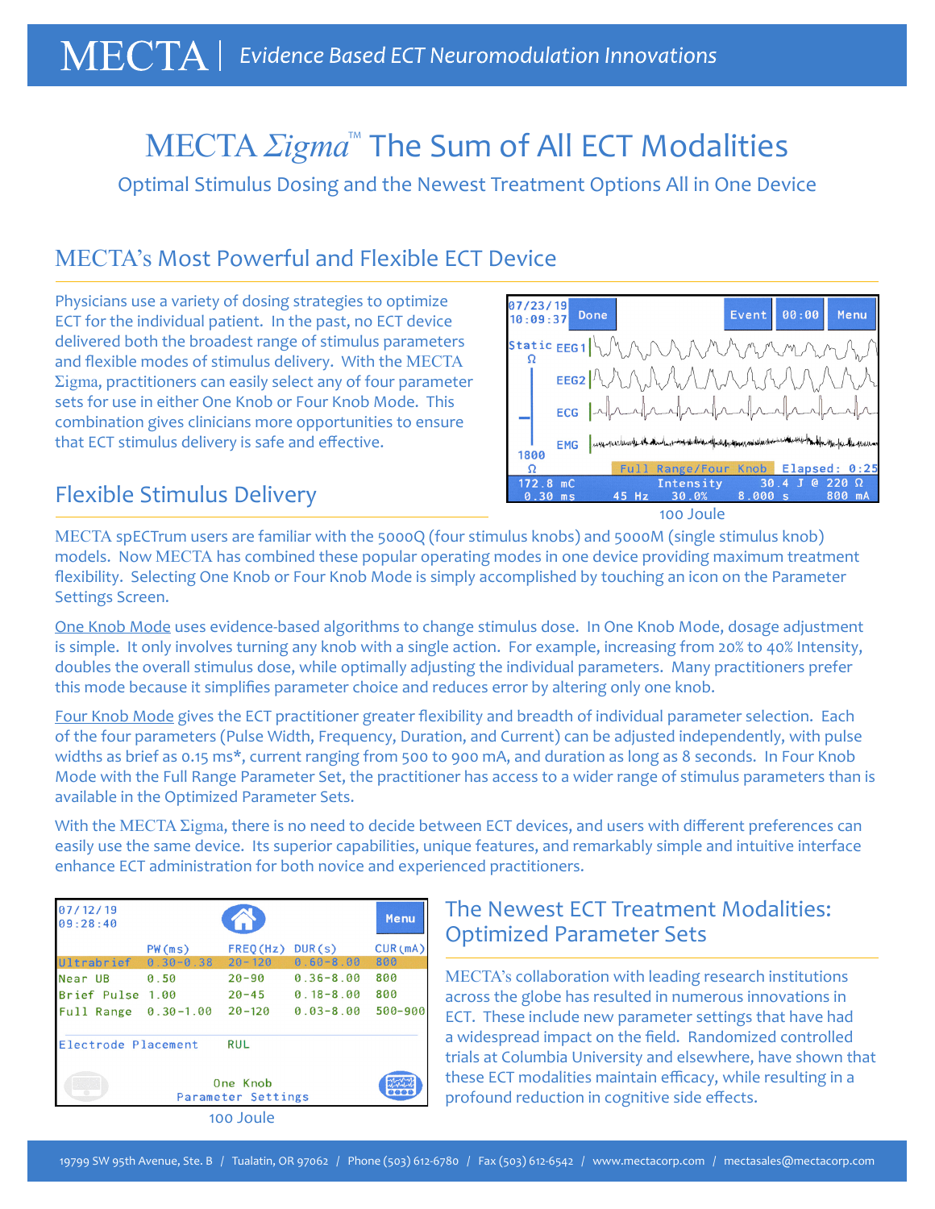# MECTA | *Evidence Based ECT Neuromodulation Innovations*

# MECTA *Σigma*™ The Sum of All ECT Modalities

Optimal Stimulus Dosing and the Newest Treatment Options All in One Device

## MECTA's Most Powerful and Flexible ECT Device

Physicians use a variety of dosing strategies to optimize ECT for the individual patient. In the past, no ECT device delivered both the broadest range of stimulus parameters and flexible modes of stimulus delivery. With the MECTA Σigma, practitioners can easily select any of four parameter sets for use in either One Knob or Four Knob Mode. This combination gives clinicians more opportunities to ensure that ECT stimulus delivery is safe and effective.

```
07/23/19  Done                    Event  00:00  Menu
10:09:37
Static  EEG1
  Ω     EEG2
        ECG
        EMG
1800
  Ω          Full Range/Four Knob  Elapsed: 0:25
 172.8 mC        Intensity       30.4 J @ 220 Ω
  0.30 ms    45 Hz   30.0%    8.000 s    800 mA
```

100 Joule

## Flexible Stimulus Delivery

MECTA spECTrum users are familiar with the 5000Q (four stimulus knobs) and 5000M (single stimulus knob) models. Now MECTA has combined these popular operating modes in one device providing maximum treatment flexibility. Selecting One Knob or Four Knob Mode is simply accomplished by touching an icon on the Parameter Settings Screen.

One Knob Mode uses evidence-based algorithms to change stimulus dose. In One Knob Mode, dosage adjustment is simple. It only involves turning any knob with a single action. For example, increasing from 20% to 40% Intensity, doubles the overall stimulus dose, while optimally adjusting the individual parameters. Many practitioners prefer this mode because it simplifies parameter choice and reduces error by altering only one knob.

Four Knob Mode gives the ECT practitioner greater flexibility and breadth of individual parameter selection. Each of the four parameters (Pulse Width, Frequency, Duration, and Current) can be adjusted independently, with pulse widths as brief as 0.15 ms*, current ranging from 500 to 900 mA, and duration as long as 8 seconds. In Four Knob Mode with the Full Range Parameter Set, the practitioner has access to a wider range of stimulus parameters than is available in the Optimized Parameter Sets.

With the MECTA Σigma, there is no need to decide between ECT devices, and users with different preferences can easily use the same device. Its superior capabilities, unique features, and remarkably simple and intuitive interface enhance ECT administration for both novice and experienced practitioners.

07/12/19 09:28:40 — Menu

| | PW(ms) | FREQ(Hz) | DUR(s) | CUR(mA) |
|---|---|---|---|---|
| Ultrabrief | 0.30-0.38 | 20-120 | 0.60-8.00 | 800 |
| Near UB | 0.50 | 20-90 | 0.36-8.00 | 800 |
| Brief Pulse | 1.00 | 20-45 | 0.18-8.00 | 800 |
| Full Range | 0.30-1.00 | 20-120 | 0.03-8.00 | 500-900 |

Electrode Placement: RUL

One Knob
Parameter Settings

100 Joule

## The Newest ECT Treatment Modalities: Optimized Parameter Sets

MECTA's collaboration with leading research institutions across the globe has resulted in numerous innovations in ECT. These include new parameter settings that have had a widespread impact on the field. Randomized controlled trials at Columbia University and elsewhere, have shown that these ECT modalities maintain efficacy, while resulting in a profound reduction in cognitive side effects.

19799 SW 95th Avenue, Ste. B / Tualatin, OR 97062 / Phone (503) 612-6780 / Fax (503) 612-6542 / www.mectacorp.com / mectasales@mectacorp.com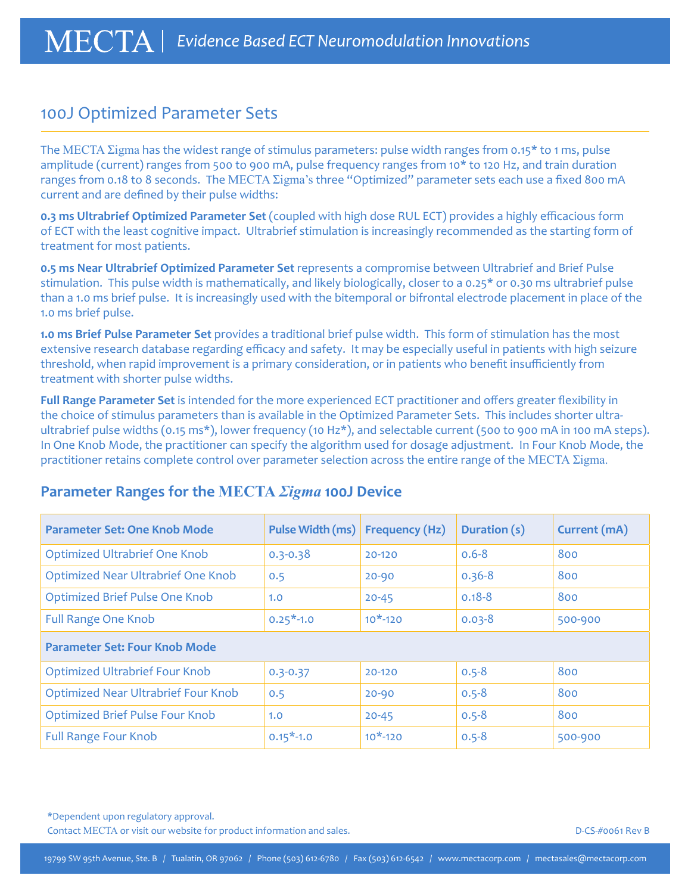# 100J Optimized Parameter Sets

The MECTA Σigma has the widest range of stimulus parameters: pulse width ranges from 0.15* to 1 ms, pulse amplitude (current) ranges from 500 to 900 mA, pulse frequency ranges from 10* to 120 Hz, and train duration ranges from 0.18 to 8 seconds. The MECTA Σigma's three "Optimized" parameter sets each use a fixed 800 mA current and are defined by their pulse widths:

**0.3 ms Ultrabrief Optimized Parameter Set** (coupled with high dose RUL ECT) provides a highly efficacious form of ECT with the least cognitive impact. Ultrabrief stimulation is increasingly recommended as the starting form of treatment for most patients.

**0.5 ms Near Ultrabrief Optimized Parameter Set** represents a compromise between Ultrabrief and Brief Pulse stimulation. This pulse width is mathematically, and likely biologically, closer to a 0.25* or 0.30 ms ultrabrief pulse than a 1.0 ms brief pulse. It is increasingly used with the bitemporal or bifrontal electrode placement in place of the 1.0 ms brief pulse.

**1.0 ms Brief Pulse Parameter Set** provides a traditional brief pulse width. This form of stimulation has the most extensive research database regarding efficacy and safety. It may be especially useful in patients with high seizure threshold, when rapid improvement is a primary consideration, or in patients who benefit insufficiently from treatment with shorter pulse widths.

**Full Range Parameter Set** is intended for the more experienced ECT practitioner and offers greater flexibility in the choice of stimulus parameters than is available in the Optimized Parameter Sets. This includes shorter ultra-ultrabrief pulse widths (0.15 ms*), lower frequency (10 Hz*), and selectable current (500 to 900 mA in 100 mA steps). In One Knob Mode, the practitioner can specify the algorithm used for dosage adjustment. In Four Knob Mode, the practitioner retains complete control over parameter selection across the entire range of the MECTA Σigma.

## Parameter Ranges for the MECTA *Σigma* 100J Device

| Parameter Set: One Knob Mode | Pulse Width (ms) | Frequency (Hz) | Duration (s) | Current (mA) |
|---|---|---|---|---|
| Optimized Ultrabrief One Knob | 0.3-0.38 | 20-120 | 0.6-8 | 800 |
| Optimized Near Ultrabrief One Knob | 0.5 | 20-90 | 0.36-8 | 800 |
| Optimized Brief Pulse One Knob | 1.0 | 20-45 | 0.18-8 | 800 |
| Full Range One Knob | 0.25*-1.0 | 10*-120 | 0.03-8 | 500-900 |
| **Parameter Set: Four Knob Mode** | | | | |
| Optimized Ultrabrief Four Knob | 0.3-0.37 | 20-120 | 0.5-8 | 800 |
| Optimized Near Ultrabrief Four Knob | 0.5 | 20-90 | 0.5-8 | 800 |
| Optimized Brief Pulse Four Knob | 1.0 | 20-45 | 0.5-8 | 800 |
| Full Range Four Knob | 0.15*-1.0 | 10*-120 | 0.5-8 | 500-900 |

*Dependent upon regulatory approval.

Contact MECTA or visit our website for product information and sales.

D-CS-#0061 Rev B

19799 SW 95th Avenue, Ste. B / Tualatin, OR 97062 / Phone (503) 612-6780 / Fax (503) 612-6542 / www.mectacorp.com / mectasales@mectacorp.com